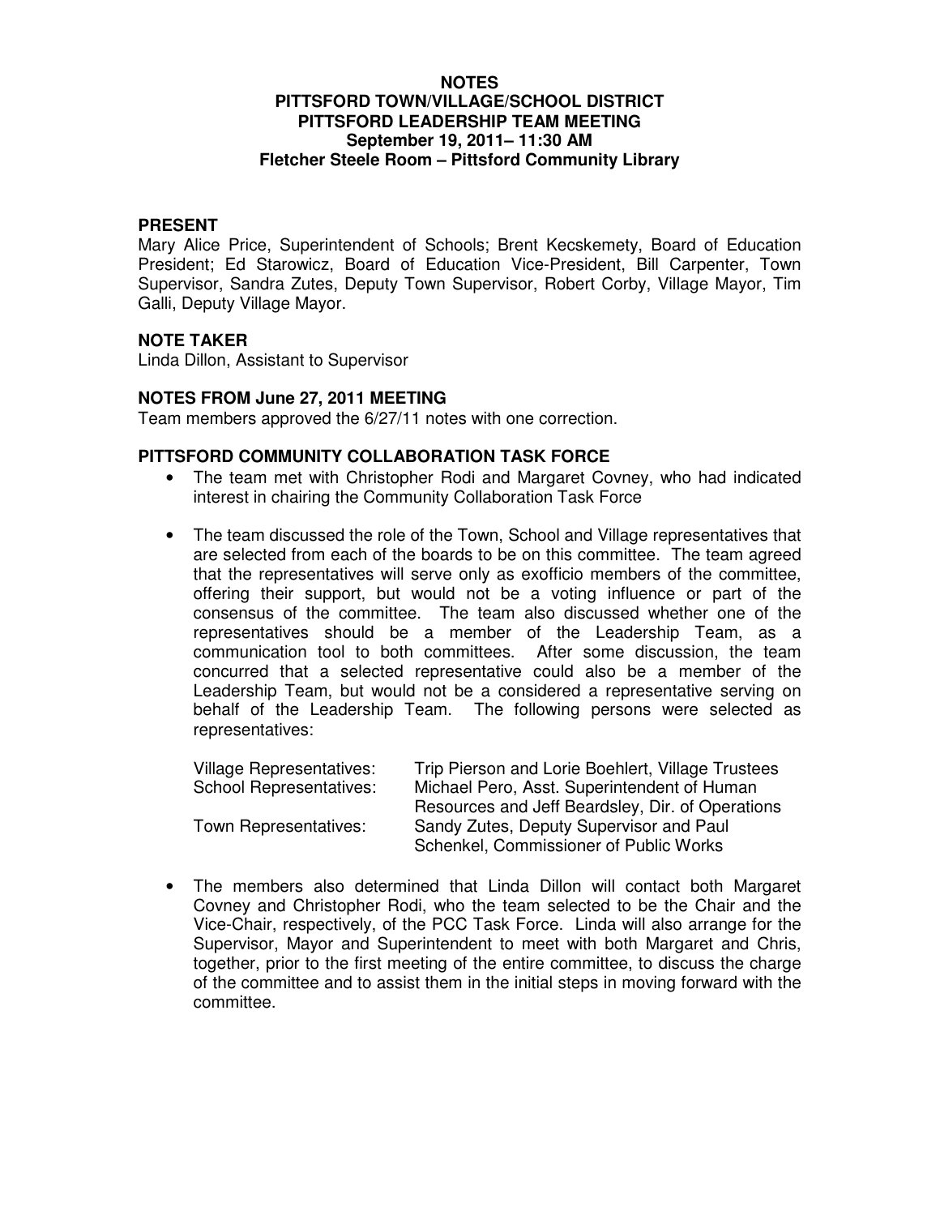# NOTES
## PITTSFORD TOWN/VILLAGE/SCHOOL DISTRICT
## PITTSFORD LEADERSHIP TEAM MEETING
### September 19, 2011– 11:30 AM
### Fletcher Steele Room – Pittsford Community Library

## PRESENT

Mary Alice Price, Superintendent of Schools; Brent Kecskemety, Board of Education President; Ed Starowicz, Board of Education Vice-President, Bill Carpenter, Town Supervisor, Sandra Zutes, Deputy Town Supervisor, Robert Corby, Village Mayor, Tim Galli, Deputy Village Mayor.

## NOTE TAKER

Linda Dillon, Assistant to Supervisor

## NOTES FROM June 27, 2011 MEETING

Team members approved the 6/27/11 notes with one correction.

## PITTSFORD COMMUNITY COLLABORATION TASK FORCE

- The team met with Christopher Rodi and Margaret Covney, who had indicated interest in chairing the Community Collaboration Task Force

- The team discussed the role of the Town, School and Village representatives that are selected from each of the boards to be on this committee. The team agreed that the representatives will serve only as exofficio members of the committee, offering their support, but would not be a voting influence or part of the consensus of the committee. The team also discussed whether one of the representatives should be a member of the Leadership Team, as a communication tool to both committees. After some discussion, the team concurred that a selected representative could also be a member of the Leadership Team, but would not be a considered a representative serving on behalf of the Leadership Team. The following persons were selected as representatives:

| | |
|---|---|
| Village Representatives: | Trip Pierson and Lorie Boehlert, Village Trustees |
| School Representatives: | Michael Pero, Asst. Superintendent of Human Resources and Jeff Beardsley, Dir. of Operations |
| Town Representatives: | Sandy Zutes, Deputy Supervisor and Paul Schenkel, Commissioner of Public Works |

- The members also determined that Linda Dillon will contact both Margaret Covney and Christopher Rodi, who the team selected to be the Chair and the Vice-Chair, respectively, of the PCC Task Force. Linda will also arrange for the Supervisor, Mayor and Superintendent to meet with both Margaret and Chris, together, prior to the first meeting of the entire committee, to discuss the charge of the committee and to assist them in the initial steps in moving forward with the committee.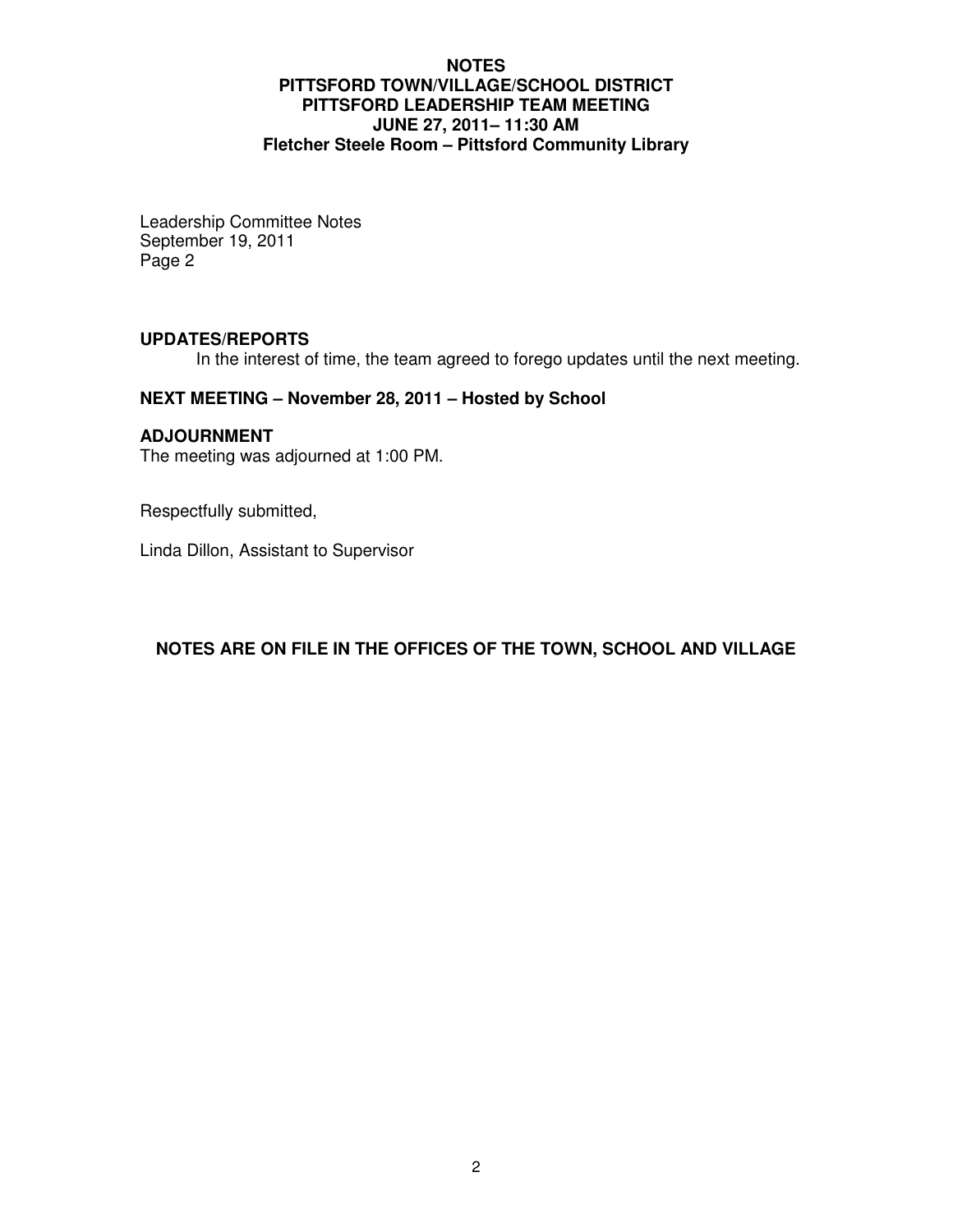**NOTES**
**PITTSFORD TOWN/VILLAGE/SCHOOL DISTRICT**
**PITTSFORD LEADERSHIP TEAM MEETING**
**JUNE 27, 2011– 11:30 AM**
**Fletcher Steele Room – Pittsford Community Library**

Leadership Committee Notes
September 19, 2011
Page 2

**UPDATES/REPORTS**

In the interest of time, the team agreed to forego updates until the next meeting.

**NEXT MEETING – November 28, 2011 – Hosted by School**

**ADJOURNMENT**

The meeting was adjourned at 1:00 PM.

Respectfully submitted,

Linda Dillon, Assistant to Supervisor

**NOTES ARE ON FILE IN THE OFFICES OF THE TOWN, SCHOOL AND VILLAGE**